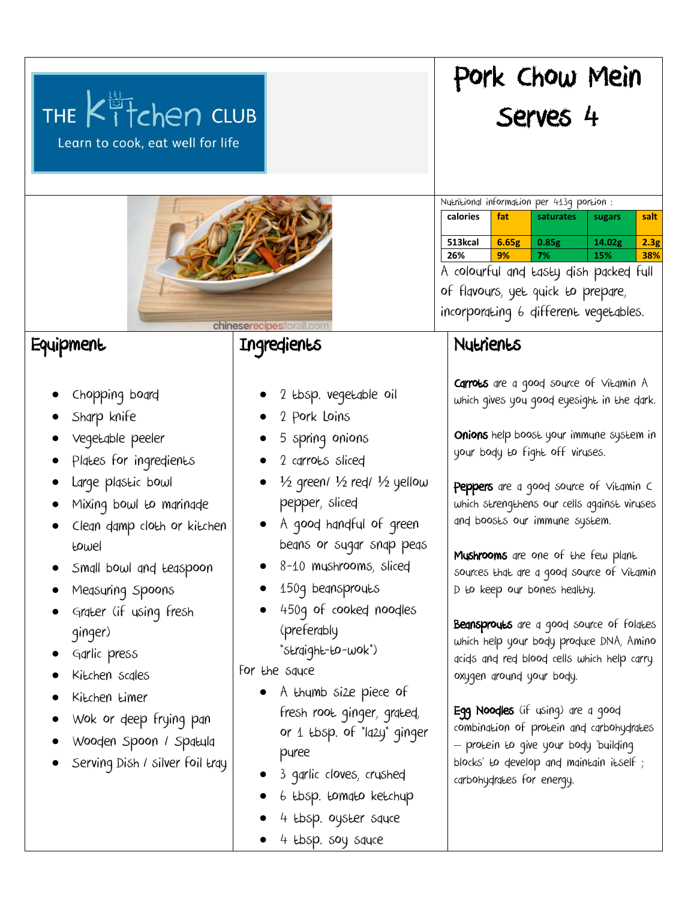THE Kitchen CLUB

Learn to cook, eat well for life

# Pork Chow Mein

## Serves 4

Nutritional information per 413g portion :

| calories | fat | saturates | sugars | salt |
|---|---|---|---|---|
| 513kcal | 6.65g | 0.85g | 14.02g | 2.3g |
| 26% | 9% | 7% | 15% | 38% |

A colourful and tasty dish packed full of flavours, yet quick to prepare, incorporating 6 different vegetables.

chineserecipesforall.com

## Equipment

- Chopping board
- Sharp knife
- Vegetable peeler
- Plates for ingredients
- Large plastic bowl
- Mixing bowl to marinade
- Clean damp cloth or kitchen towel
- Small bowl and teaspoon
- Measuring Spoons
- Grater (if using fresh ginger)
- Garlic press
- Kitchen scales
- Kitchen timer
- Wok or deep frying pan
- Wooden Spoon / Spatula
- Serving Dish / silver foil tray

## Ingredients

- 2 tbsp. vegetable oil
- 2 Pork Loins
- 5 spring onions
- 2 carrots sliced
- ½ green/ ½ red/ ½ yellow pepper, sliced
- A good handful of green beans or sugar snap peas
- 8-10 mushrooms, sliced
- 150g beansprouts
- 450g of cooked noodles (preferably "straight-to-wok")

For the sauce

- A thumb size piece of fresh root ginger, grated, or 1 tbsp. of "lazy" ginger puree
- 3 garlic cloves, crushed
- 6 tbsp. tomato ketchup
- 4 tbsp. oyster sauce
- 4 tbsp. soy sauce

## Nutrients

**Carrots** are a good source of Vitamin A which gives you good eyesight in the dark.

**Onions** help boost your immune system in your body to fight off viruses.

**Peppers** are a good source of Vitamin C which strengthens our cells against viruses and boosts our immune system.

**Mushrooms** are one of the few plant sources that are a good source of Vitamin D to keep our bones healthy.

**Beansprouts** are a good source of folates which help your body produce DNA, Amino acids and red blood cells which help carry oxygen around your body.

**Egg Noodles** (if using) are a good combination of protein and carbohydrates – protein to give your body 'building blocks' to develop and maintain itself ; carbohydrates for energy.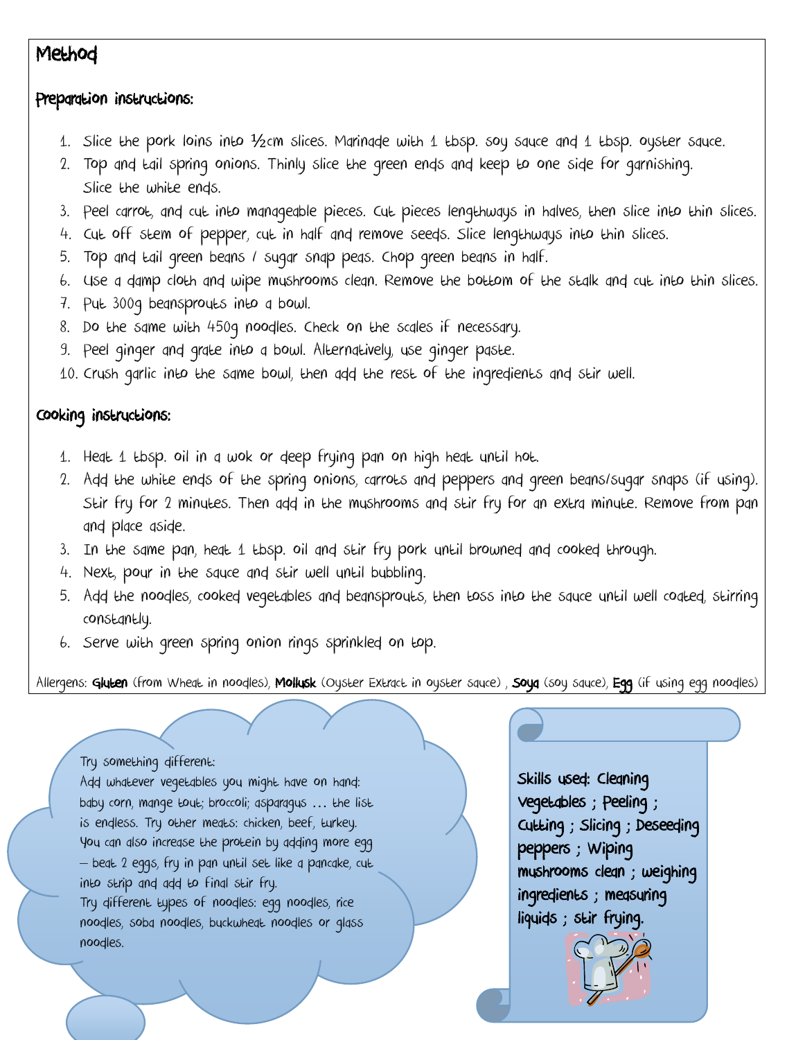## Method

### Preparation instructions:

1. Slice the pork loins into ½cm slices. Marinade with 1 tbsp. soy sauce and 1 tbsp. oyster sauce.
2. Top and tail spring onions. Thinly slice the green ends and keep to one side for garnishing. Slice the white ends.
3. Peel carrot, and cut into manageable pieces. Cut pieces lengthways in halves, then slice into thin slices.
4. Cut off stem of pepper, cut in half and remove seeds. Slice lengthways into thin slices.
5. Top and tail green beans / sugar snap peas. Chop green beans in half.
6. Use a damp cloth and wipe mushrooms clean. Remove the bottom of the stalk and cut into thin slices.
7. Put 300g beansprouts into a bowl.
8. Do the same with 450g noodles. Check on the scales if necessary.
9. Peel ginger and grate into a bowl. Alternatively, use ginger paste.
10. Crush garlic into the same bowl, then add the rest of the ingredients and stir well.

### Cooking instructions:

1. Heat 1 tbsp. oil in a wok or deep frying pan on high heat until hot.
2. Add the white ends of the spring onions, carrots and peppers and green beans/sugar snaps (if using). Stir fry for 2 minutes. Then add in the mushrooms and stir fry for an extra minute. Remove from pan and place aside.
3. In the same pan, heat 1 tbsp. oil and stir fry pork until browned and cooked through.
4. Next, pour in the sauce and stir well until bubbling.
5. Add the noodles, cooked vegetables and beansprouts, then toss into the sauce until well coated, stirring constantly.
6. Serve with green spring onion rings sprinkled on top.

Allergens: **Gluten** (from Wheat in noodles), **Mollusk** (Oyster Extract in oyster sauce) , **Soya** (soy sauce), **Egg** (if using egg noodles)

Try something different:
Add whatever vegetables you might have on hand: baby corn, mange tout; broccoli; asparagus … the list is endless. Try other meats: chicken, beef, turkey. You can also increase the protein by adding more egg – beat 2 eggs, fry in pan until set like a pancake, cut into strip and add to final stir fry.
Try different types of noodles: egg noodles, rice noodles, soba noodles, buckwheat noodles or glass noodles.

**Skills used: Cleaning vegetables ; Peeling ; Cutting ; Slicing ; Deseeding peppers ; Wiping mushrooms clean ; weighing ingredients ; measuring liquids ; stir frying.**